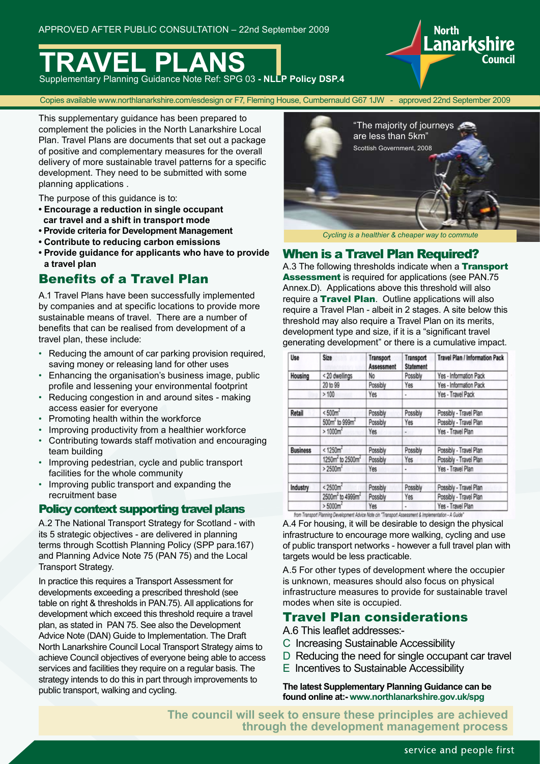APPROVED AFTER PUBLIC CONSULTATION – 22nd September 2009

# TRAVEL PLANS

Supplementary Planning Guidance Note Ref: SPG 03 **- NLLP Policy DSP.4**

Copies available www.northlanarkshire.com/esdesign or F7, Fleming House, Cumbernauld G67 1JW - approved 22nd September 2009

This supplementary guidance has been prepared to complement the policies in the North Lanarkshire Local Plan. Travel Plans are documents that set out a package of positive and complementary measures for the overall delivery of more sustainable travel patterns for a specific development. They need to be submitted with some planning applications .

The purpose of this guidance is to:

- **Encourage a reduction in single occupant car travel and a shift in transport mode**
- **Provide criteria for Development Management**
- **Contribute to reducing carbon emissions**
- **Provide guidance for applicants who have to provide a travel plan**

## Benefits of a Travel Plan

A.1 Travel Plans have been successfully implemented by companies and at specific locations to provide more sustainable means of travel. There are a number of benefits that can be realised from development of a travel plan, these include:

- Reducing the amount of car parking provision required, saving money or releasing land for other uses
- Enhancing the organisation's business image, public profile and lessening your environmental footprint
- Reducing congestion in and around sites - making access easier for everyone
- Promoting health within the workforce
- Improving productivity from a healthier workforce
- Contributing towards staff motivation and encouraging team building
- Improving pedestrian, cycle and public transport facilities for the whole community
- Improving public transport and expanding the recruitment base

## Policy context supporting travel plans

A.2 The National Transport Strategy for Scotland - with its 5 strategic objectives - are delivered in planning terms through Scottish Planning Policy (SPP para.167) and Planning Advice Note 75 (PAN 75) and the Local Transport Strategy.

In practice this requires a Transport Assessment for developments exceeding a prescribed threshold (see table on right & thresholds in PAN.75). All applications for development which exceed this threshold require a travel plan, as stated in PAN 75. See also the Development Advice Note (DAN) Guide to Implementation. The Draft North Lanarkshire Council Local Transport Strategy aims to achieve Council objectives of everyone being able to access services and facilities they require on a regular basis. The strategy intends to do this in part through improvements to public transport, walking and cycling.

"The majority of journeys are less than 5km"
Scottish Government, 2008

*Cycling is a healthier & cheaper way to commute*

## When is a Travel Plan Required?

A.3 The following thresholds indicate when a **Transport Assessment** is required for applications (see PAN.75 Annex.D). Applications above this threshold will also require a **Travel Plan**. Outline applications will also require a Travel Plan - albeit in 2 stages. A site below this threshold may also require a Travel Plan on its merits, development type and size, if it is a "significant travel generating development" or there is a cumulative impact.

| Use | Size | Transport Assessment | Transport Statement | Travel Plan / Information Pack |
|---|---|---|---|---|
| Housing | < 20 dwellings | No | Possibly | Yes - Information Pack |
| | 20 to 99 | Possibly | Yes | Yes - Information Pack |
| | > 100 | Yes | - | Yes - Travel Pack |
| Retail | < 500m$^2$ | Possibly | Possibly | Possibly - Travel Plan |
| | 500m$^2$ to 999m$^2$ | Possibly | Yes | Possibly - Travel Plan |
| | > 1000m$^2$ | Yes | - | Yes - Travel Plan |
| Business | < 1250m$^2$ | Possibly | Possibly | Possibly - Travel Plan |
| | 1250m$^2$ to 2500m$^2$ | Possibly | Yes | Possibly - Travel Plan |
| | > 2500m$^2$ | Yes | - | Yes - Travel Plan |
| Industry | < 2500m$^2$ | Possibly | Possibly | Possibly - Travel Plan |
| | 2500m$^2$ to 4999m$^2$ | Possibly | Yes | Possibly - Travel Plan |
| | > 5000m$^2$ | Yes | - | Yes - Travel Plan |

from Transport Planning Development Advice Note on "Transport Assessment & Implementation - A Guide"

A.4 For housing, it will be desirable to design the physical infrastructure to encourage more walking, cycling and use of public transport networks - however a full travel plan with targets would be less practicable.

A.5 For other types of development where the occupier is unknown, measures should also focus on physical infrastructure measures to provide for sustainable travel modes when site is occupied.

## Travel Plan considerations

A.6 This leaflet addresses:-

C Increasing Sustainable Accessibility
D Reducing the need for single occupant car travel
E Incentives to Sustainable Accessibility

**The latest Supplementary Planning Guidance can be found online at:- www.northlanarkshire.gov.uk/spg**

**The council will seek to ensure these principles are achieved through the development management process**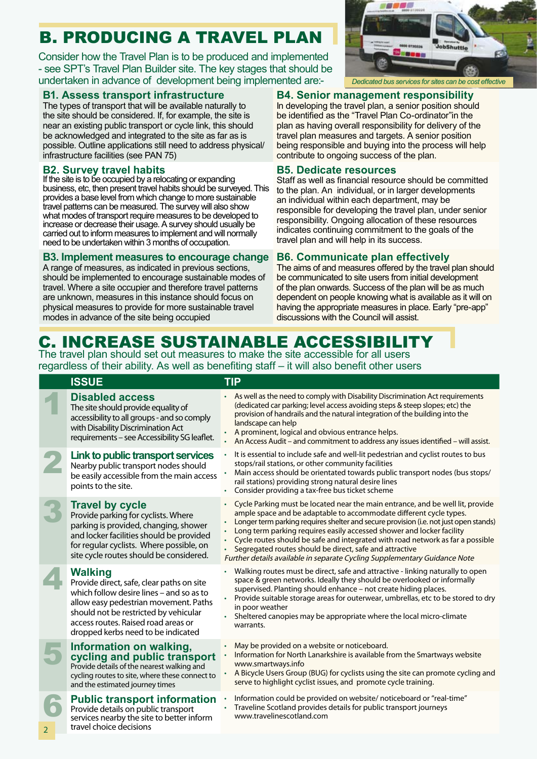# B. PRODUCING A TRAVEL PLAN

Consider how the Travel Plan is to be produced and implemented - see SPT's Travel Plan Builder site. The key stages that should be undertaken in advance of development being implemented are:-

*Dedicated bus services for sites can be cost effective*

### B1. Assess transport infrastructure

The types of transport that will be available naturally to the site should be considered. If, for example, the site is near an existing public transport or cycle link, this should be acknowledged and integrated to the site as far as is possible. Outline applications still need to address physical/ infrastructure facilities (see PAN 75)

### B2. Survey travel habits

If the site is to be occupied by a relocating or expanding business, etc, then present travel habits should be surveyed. This provides a base level from which change to more sustainable travel patterns can be measured. The survey will also show what modes of transport require measures to be developed to increase or decrease their usage. A survey should usually be carried out to inform measures to implement and will normally need to be undertaken within 3 months of occupation.

### B3. Implement measures to encourage change

A range of measures, as indicated in previous sections, should be implemented to encourage sustainable modes of travel. Where a site occupier and therefore travel patterns are unknown, measures in this instance should focus on physical measures to provide for more sustainable travel modes in advance of the site being occupied

### B4. Senior management responsibility

In developing the travel plan, a senior position should be identified as the "Travel Plan Co-ordinator"in the plan as having overall responsibility for delivery of the travel plan measures and targets. A senior position being responsible and buying into the process will help contribute to ongoing success of the plan.

### B5. Dedicate resources

Staff as well as financial resource should be committed to the plan. An individual, or in larger developments an individual within each department, may be responsible for developing the travel plan, under senior responsibility. Ongoing allocation of these resources indicates continuing commitment to the goals of the travel plan and will help in its success.

### B6. Communicate plan effectively

The aims of and measures offered by the travel plan should be communicated to site users from initial development of the plan onwards. Success of the plan will be as much dependent on people knowing what is available as it will on having the appropriate measures in place. Early "pre-app" discussions with the Council will assist.

# C. INCREASE SUSTAINABLE ACCESSIBILITY

The travel plan should set out measures to make the site accessible for all users regardless of their ability. As well as benefiting staff – it will also benefit other users

| | ISSUE | TIP |
|---|---|---|
| 1 | **Disabled access**<br>The site should provide equality of accessibility to all groups - and so comply with Disability Discrimination Act requirements – see Accessibility SG leaflet. | • As well as the need to comply with Disability Discrimination Act requirements (dedicated car parking; level access avoiding steps & steep slopes; etc) the provision of handrails and the natural integration of the building into the landscape can help<br>• A prominent, logical and obvious entrance helps.<br>• An Access Audit – and commitment to address any issues identified – will assist. |
| 2 | **Link to public transport services**<br>Nearby public transport nodes should be easily accessible from the main access points to the site. | • It is essential to include safe and well-lit pedestrian and cyclist routes to bus stops/rail stations, or other community facilities<br>• Main access should be orientated towards public transport nodes (bus stops/ rail stations) providing strong natural desire lines<br>• Consider providing a tax-free bus ticket scheme |
| 3 | **Travel by cycle**<br>Provide parking for cyclists. Where parking is provided, changing, shower and locker facilities should be provided for regular cyclists. Where possible, on site cycle routes should be considered. | • Cycle Parking must be located near the main entrance, and be well lit, provide ample space and be adaptable to accommodate different cycle types.<br>• Longer term parking requires shelter and secure provision (i.e. not just open stands)<br>• Long term parking requires easily accessed shower and locker facility<br>• Cycle routes should be safe and integrated with road network as far a possible<br>• Segregated routes should be direct, safe and attractive<br>*Further details available in separate Cycling Supplementary Guidance Note* |
| 4 | **Walking**<br>Provide direct, safe, clear paths on site which follow desire lines – and so as to allow easy pedestrian movement. Paths should not be restricted by vehicular access routes. Raised road areas or dropped kerbs need to be indicated | • Walking routes must be direct, safe and attractive - linking naturally to open space & green networks. Ideally they should be overlooked or informally supervised. Planting should enhance – not create hiding places.<br>• Provide suitable storage areas for outerwear, umbrellas, etc to be stored to dry in poor weather<br>• Sheltered canopies may be appropriate where the local micro-climate warrants. |
| 5 | **Information on walking, cycling and public transport**<br>Provide details of the nearest walking and cycling routes to site, where these connect to and the estimated journey times | • May be provided on a website or noticeboard.<br>• Information for North Lanarkshire is available from the Smartways website www.smartways.info<br>• A Bicycle Users Group (BUG) for cyclists using the site can promote cycling and serve to highlight cyclist issues, and promote cycle training. |
| 6 | **Public transport information**<br>Provide details on public transport services nearby the site to better inform travel choice decisions | • Information could be provided on website/ noticeboard or "real-time"<br>• Traveline Scotland provides details for public transport journeys www.travelinescotland.com |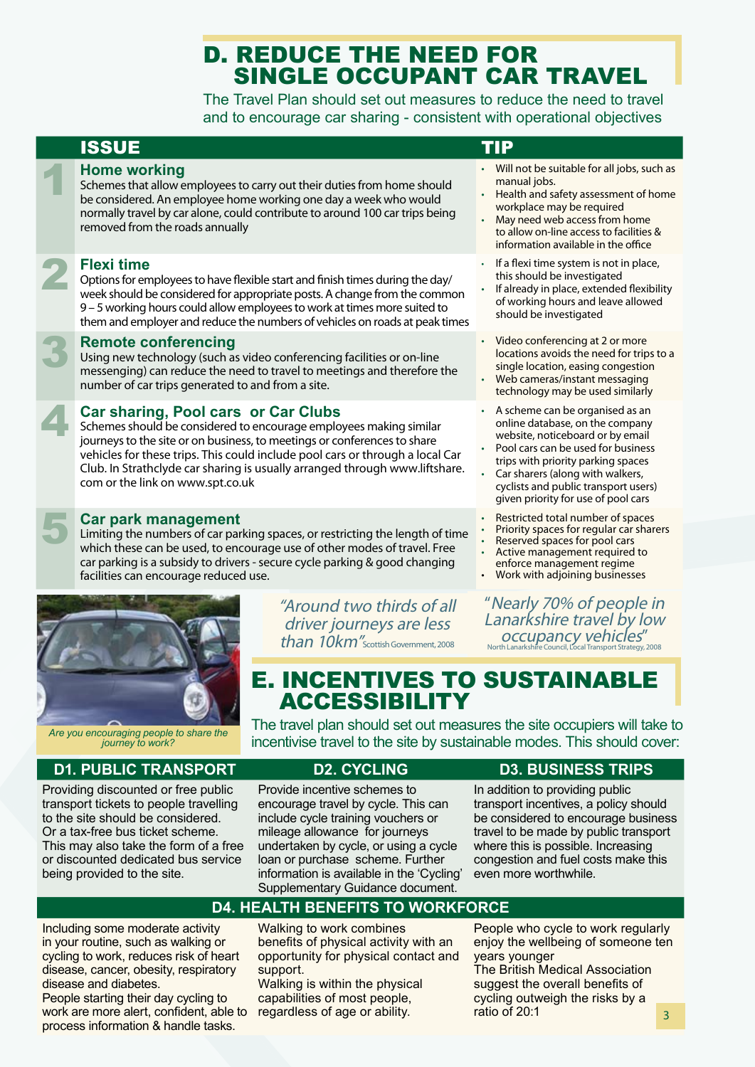# D. REDUCE THE NEED FOR SINGLE OCCUPANT CAR TRAVEL

The Travel Plan should set out measures to reduce the need to travel and to encourage car sharing - consistent with operational objectives

| | ISSUE | TIP |
|---|---|---|
| 1 | **Home working**<br>Schemes that allow employees to carry out their duties from home should be considered. An employee home working one day a week who would normally travel by car alone, could contribute to around 100 car trips being removed from the roads annually | • Will not be suitable for all jobs, such as manual jobs.<br>• Health and safety assessment of home workplace may be required<br>• May need web access from home to allow on-line access to facilities & information available in the office |
| 2 | **Flexi time**<br>Options for employees to have flexible start and finish times during the day/ week should be considered for appropriate posts. A change from the common 9 – 5 working hours could allow employees to work at times more suited to them and employer and reduce the numbers of vehicles on roads at peak times | • If a flexi time system is not in place, this should be investigated<br>• If already in place, extended flexibility of working hours and leave allowed should be investigated |
| 3 | **Remote conferencing**<br>Using new technology (such as video conferencing facilities or on-line messenging) can reduce the need to travel to meetings and therefore the number of car trips generated to and from a site. | • Video conferencing at 2 or more locations avoids the need for trips to a single location, easing congestion<br>• Web cameras/instant messaging technology may be used similarly |
| 4 | **Car sharing, Pool cars or Car Clubs**<br>Schemes should be considered to encourage employees making similar journeys to the site or on business, to meetings or conferences to share vehicles for these trips. This could include pool cars or through a local Car Club. In Strathclyde car sharing is usually arranged through www.liftshare.com or the link on www.spt.co.uk | • A scheme can be organised as an online database, on the company website, noticeboard or by email<br>• Pool cars can be used for business trips with priority parking spaces<br>• Car sharers (along with walkers, cyclists and public transport users) given priority for use of pool cars |
| 5 | **Car park management**<br>Limiting the numbers of car parking spaces, or restricting the length of time which these can be used, to encourage use of other modes of travel. Free car parking is a subsidy to drivers - secure cycle parking & good changing facilities can encourage reduced use. | • Restricted total number of spaces<br>• Priority spaces for regular car sharers<br>• Reserved spaces for pool cars<br>• Active management required to enforce management regime<br>• Work with adjoining businesses |

*Are you encouraging people to share the journey to work?*

*"Around two thirds of all driver journeys are less than 10km"* Scottish Government, 2008

*"Nearly 70% of people in Lanarkshire travel by low occupancy vehicles"* North Lanarkshire Council, Local Transport Strategy, 2008

# E. INCENTIVES TO SUSTAINABLE ACCESSIBILITY

The travel plan should set out measures the site occupiers will take to incentivise travel to the site by sustainable modes. This should cover:

### D1. PUBLIC TRANSPORT

Providing discounted or free public transport tickets to people travelling to the site should be considered. Or a tax-free bus ticket scheme. This may also take the form of a free or discounted dedicated bus service being provided to the site.

### D2. CYCLING

Provide incentive schemes to encourage travel by cycle. This can include cycle training vouchers or mileage allowance for journeys undertaken by cycle, or using a cycle loan or purchase scheme. Further information is available in the 'Cycling' Supplementary Guidance document.

### D3. BUSINESS TRIPS

In addition to providing public transport incentives, a policy should be considered to encourage business travel to be made by public transport where this is possible. Increasing congestion and fuel costs make this even more worthwhile.

### D4. HEALTH BENEFITS TO WORKFORCE

Including some moderate activity in your routine, such as walking or cycling to work, reduces risk of heart disease, cancer, obesity, respiratory disease and diabetes.

People starting their day cycling to work are more alert, confident, able to process information & handle tasks.

Walking to work combines benefits of physical activity with an opportunity for physical contact and support.

Walking is within the physical capabilities of most people, regardless of age or ability.

People who cycle to work regularly enjoy the wellbeing of someone ten years younger

The British Medical Association suggest the overall benefits of cycling outweigh the risks by a ratio of 20:1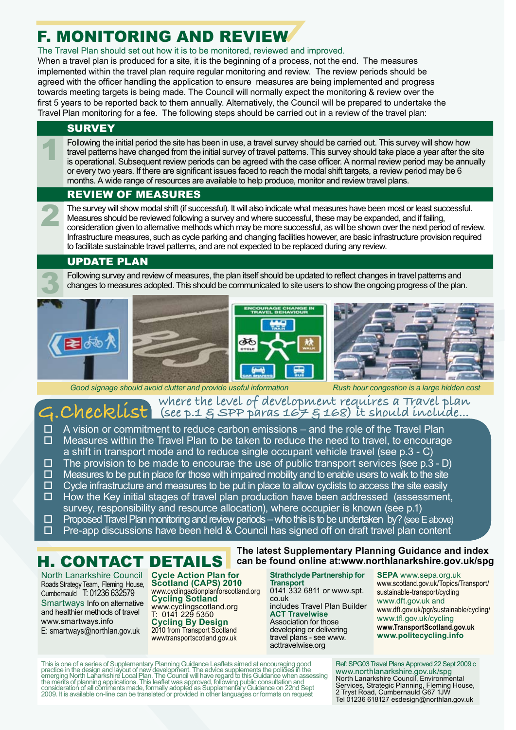# F. MONITORING AND REVIEW

The Travel Plan should set out how it is to be monitored, reviewed and improved.

When a travel plan is produced for a site, it is the beginning of a process, not the end. The measures implemented within the travel plan require regular monitoring and review. The review periods should be agreed with the officer handling the application to ensure measures are being implemented and progress towards meeting targets is being made. The Council will normally expect the monitoring & review over the first 5 years to be reported back to them annually. Alternatively, the Council will be prepared to undertake the Travel Plan monitoring for a fee. The following steps should be carried out in a review of the travel plan:

## 1 SURVEY

Following the initial period the site has been in use, a travel survey should be carried out. This survey will show how travel patterns have changed from the initial survey of travel patterns. This survey should take place a year after the site is operational. Subsequent review periods can be agreed with the case officer. A normal review period may be annually or every two years. If there are significant issues faced to reach the modal shift targets, a review period may be 6 months. A wide range of resources are available to help produce, monitor and review travel plans.

## 2 REVIEW OF MEASURES

The survey will show modal shift (if successful). It will also indicate what measures have been most or least successful. Measures should be reviewed following a survey and where successful, these may be expanded, and if failing, consideration given to alternative methods which may be more successful, as will be shown over the next period of review. Infrastructure measures, such as cycle parking and changing facilities however, are basic infrastructure provision required to facilitate sustainable travel patterns, and are not expected to be replaced during any review.

## 3 UPDATE PLAN

Following survey and review of measures, the plan itself should be updated to reflect changes in travel patterns and changes to measures adopted. This should be communicated to site users to show the ongoing progress of the plan.

*Good signage should avoid clutter and provide useful information*

*Rush hour congestion is a large hidden cost*

# G. Checklist

where the level of development requires a Travel plan (see p.1 & SPP paras 167 & 168) it should include...

- ☐ A vision or commitment to reduce carbon emissions – and the role of the Travel Plan
- ☐ Measures within the Travel Plan to be taken to reduce the need to travel, to encourage a shift in transport mode and to reduce single occupant vehicle travel (see p.3 - C)
- ☐ The provision to be made to encourae the use of public transport services (see p.3 - D)
- ☐ Measures to be put in place for those with impaired mobility and to enable users to walk to the site
- ☐ Cycle infrastructure and measures to be put in place to allow cyclists to access the site easily
- ☐ How the Key initial stages of travel plan production have been addressed (assessment, survey, responsibility and resource allocation), where occupier is known (see p.1)
- ☐ Proposed Travel Plan monitoring and review periods – who this is to be undertaken by? (see E above)
- ☐ Pre-app discussions have been held & Council has signed off on draft travel plan content

# H. CONTACT DETAILS

**The latest Supplementary Planning Guidance and index can be found online at:www.northlanarkshire.gov.uk/spg**

North Lanarkshire Council
Roads Strategy Team, Fleming House, Cumbernauld T: 01236 632579
Smartways Info on alternative and healthier methods of travel
www.smartways.info
E: smartways@northlan.gov.uk

**Cycle Action Plan for Scotland (CAPS) 2010**
www.cyclingactionplanforscotland.org
**Cycling Sotland**
www.cyclingscotland.org
T: 0141 229 5350
**Cycling By Design**
2010 from Transport Scotland
wwwtransportscotland.gov.uk

**Strathclyde Partnership for Transport**
0141 332 6811 or www.spt.co.uk
includes Travel Plan Builder
**ACT Travelwise**
Association for those developing or delivering travel plans - see www.acttravelwise.org

**SEPA** www.sepa.org.uk
www.scotland.gov.uk/Topics/Transport/sustainable-transport/cycling
www.dft.gov.uk and
www.dft.gov.uk/pgr/sustainable/cycling/
www.tfl.gov.uk/cycling
**www.TransportScotland.gov.uk**
**www.politecycling.info**

This is one of a series of Supplementary Planning Guidance Leaflets aimed at encouraging good practice in the design and layout of new development. The advice supplements the policies in the emerging North Lanarkshire Local Plan. The Council will have regard to this Guidance when assessing the merits of planning applications. This leaflet was approved, following public consultation and consideration of all comments made, formally adopted as Supplementary Guidance on 22nd Sept 2009. It is available on-line can be translated or provided in other languages or formats on request

Ref: SPG03 Travel Plans Approved 22 Sept 2009 c
www.northlanarkshire.gov.uk/spg
North Lanarkshire Council, Environmental Services, Strategic Planning, Fleming House, 2 Tryst Road, Cumbernauld G67 1JW
Tel 01236 618127 esdesign@northlan.gov.uk